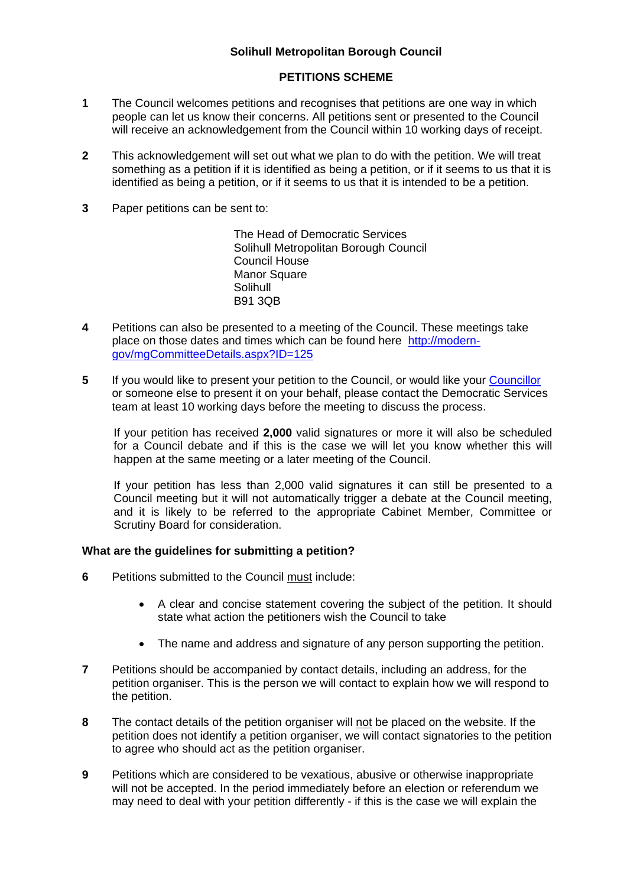**Solihull Metropolitan Borough Council**

**PETITIONS SCHEME**

**1** The Council welcomes petitions and recognises that petitions are one way in which people can let us know their concerns. All petitions sent or presented to the Council will receive an acknowledgement from the Council within 10 working days of receipt.

**2** This acknowledgement will set out what we plan to do with the petition. We will treat something as a petition if it is identified as being a petition, or if it seems to us that it is identified as being a petition, or if it seems to us that it is intended to be a petition.

**3** Paper petitions can be sent to:

> The Head of Democratic Services
> Solihull Metropolitan Borough Council
> Council House
> Manor Square
> Solihull
> B91 3QB

**4** Petitions can also be presented to a meeting of the Council. These meetings take place on those dates and times which can be found here [http://modern-gov/mgCommitteeDetails.aspx?ID=125](http://modern-gov/mgCommitteeDetails.aspx?ID=125)

**5** If you would like to present your petition to the Council, or would like your Councillor or someone else to present it on your behalf, please contact the Democratic Services team at least 10 working days before the meeting to discuss the process.

If your petition has received **2,000** valid signatures or more it will also be scheduled for a Council debate and if this is the case we will let you know whether this will happen at the same meeting or a later meeting of the Council.

If your petition has less than 2,000 valid signatures it can still be presented to a Council meeting but it will not automatically trigger a debate at the Council meeting, and it is likely to be referred to the appropriate Cabinet Member, Committee or Scrutiny Board for consideration.

**What are the guidelines for submitting a petition?**

**6** Petitions submitted to the Council must include:

- A clear and concise statement covering the subject of the petition. It should state what action the petitioners wish the Council to take
- The name and address and signature of any person supporting the petition.

**7** Petitions should be accompanied by contact details, including an address, for the petition organiser. This is the person we will contact to explain how we will respond to the petition.

**8** The contact details of the petition organiser will not be placed on the website. If the petition does not identify a petition organiser, we will contact signatories to the petition to agree who should act as the petition organiser.

**9** Petitions which are considered to be vexatious, abusive or otherwise inappropriate will not be accepted. In the period immediately before an election or referendum we may need to deal with your petition differently - if this is the case we will explain the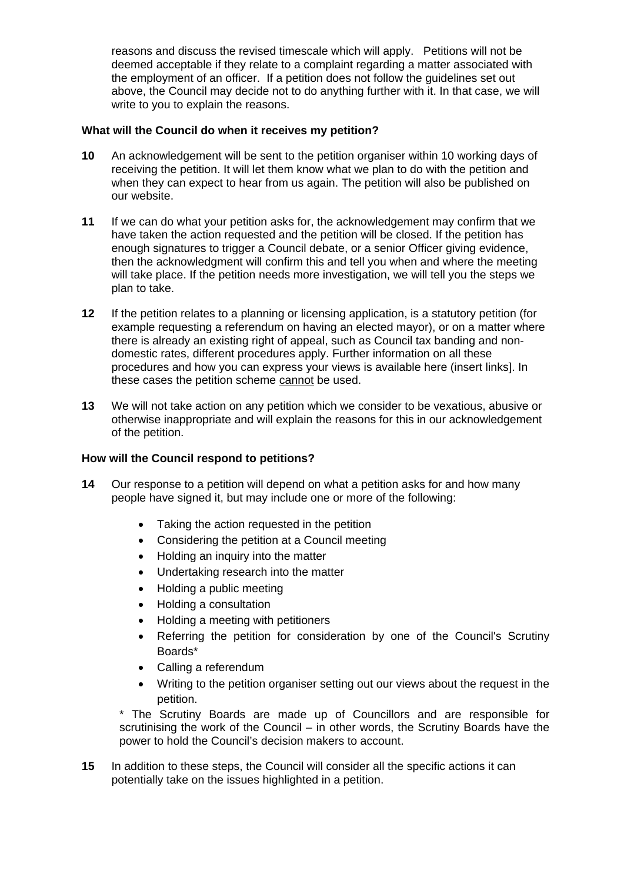reasons and discuss the revised timescale which will apply. Petitions will not be deemed acceptable if they relate to a complaint regarding a matter associated with the employment of an officer. If a petition does not follow the guidelines set out above, the Council may decide not to do anything further with it. In that case, we will write to you to explain the reasons.

**What will the Council do when it receives my petition?**

**10** An acknowledgement will be sent to the petition organiser within 10 working days of receiving the petition. It will let them know what we plan to do with the petition and when they can expect to hear from us again. The petition will also be published on our website.

**11** If we can do what your petition asks for, the acknowledgement may confirm that we have taken the action requested and the petition will be closed. If the petition has enough signatures to trigger a Council debate, or a senior Officer giving evidence, then the acknowledgment will confirm this and tell you when and where the meeting will take place. If the petition needs more investigation, we will tell you the steps we plan to take.

**12** If the petition relates to a planning or licensing application, is a statutory petition (for example requesting a referendum on having an elected mayor), or on a matter where there is already an existing right of appeal, such as Council tax banding and non-domestic rates, different procedures apply. Further information on all these procedures and how you can express your views is available here (insert links]. In these cases the petition scheme <u>cannot</u> be used.

**13** We will not take action on any petition which we consider to be vexatious, abusive or otherwise inappropriate and will explain the reasons for this in our acknowledgement of the petition.

**How will the Council respond to petitions?**

**14** Our response to a petition will depend on what a petition asks for and how many people have signed it, but may include one or more of the following:

- Taking the action requested in the petition
- Considering the petition at a Council meeting
- Holding an inquiry into the matter
- Undertaking research into the matter
- Holding a public meeting
- Holding a consultation
- Holding a meeting with petitioners
- Referring the petition for consideration by one of the Council's Scrutiny Boards*
- Calling a referendum
- Writing to the petition organiser setting out our views about the request in the petition.

\* The Scrutiny Boards are made up of Councillors and are responsible for scrutinising the work of the Council – in other words, the Scrutiny Boards have the power to hold the Council's decision makers to account.

**15** In addition to these steps, the Council will consider all the specific actions it can potentially take on the issues highlighted in a petition.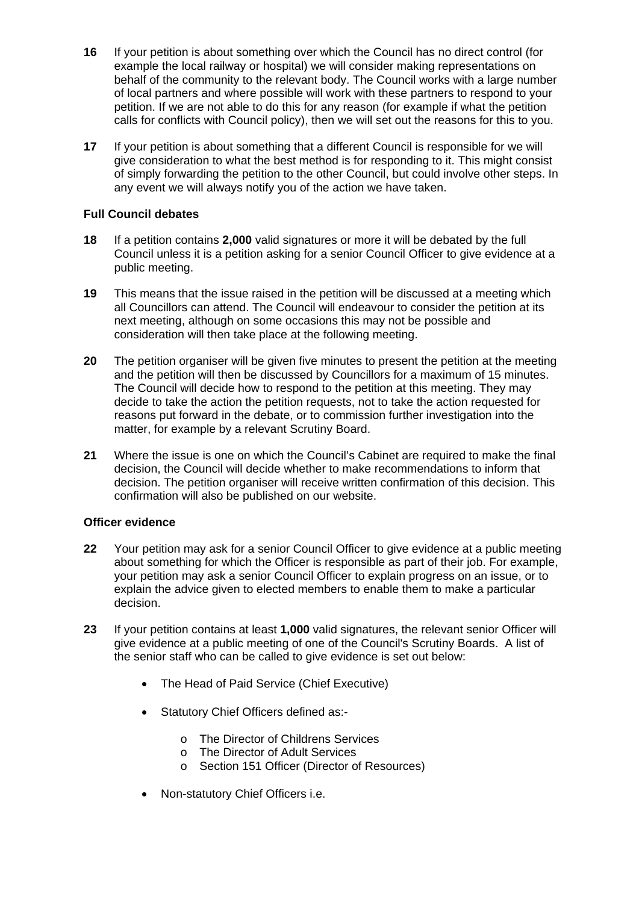**16** If your petition is about something over which the Council has no direct control (for example the local railway or hospital) we will consider making representations on behalf of the community to the relevant body. The Council works with a large number of local partners and where possible will work with these partners to respond to your petition. If we are not able to do this for any reason (for example if what the petition calls for conflicts with Council policy), then we will set out the reasons for this to you.

**17** If your petition is about something that a different Council is responsible for we will give consideration to what the best method is for responding to it. This might consist of simply forwarding the petition to the other Council, but could involve other steps. In any event we will always notify you of the action we have taken.

### Full Council debates

**18** If a petition contains **2,000** valid signatures or more it will be debated by the full Council unless it is a petition asking for a senior Council Officer to give evidence at a public meeting.

**19** This means that the issue raised in the petition will be discussed at a meeting which all Councillors can attend. The Council will endeavour to consider the petition at its next meeting, although on some occasions this may not be possible and consideration will then take place at the following meeting.

**20** The petition organiser will be given five minutes to present the petition at the meeting and the petition will then be discussed by Councillors for a maximum of 15 minutes. The Council will decide how to respond to the petition at this meeting. They may decide to take the action the petition requests, not to take the action requested for reasons put forward in the debate, or to commission further investigation into the matter, for example by a relevant Scrutiny Board.

**21** Where the issue is one on which the Council's Cabinet are required to make the final decision, the Council will decide whether to make recommendations to inform that decision. The petition organiser will receive written confirmation of this decision. This confirmation will also be published on our website.

### Officer evidence

**22** Your petition may ask for a senior Council Officer to give evidence at a public meeting about something for which the Officer is responsible as part of their job. For example, your petition may ask a senior Council Officer to explain progress on an issue, or to explain the advice given to elected members to enable them to make a particular decision.

**23** If your petition contains at least **1,000** valid signatures, the relevant senior Officer will give evidence at a public meeting of one of the Council's Scrutiny Boards. A list of the senior staff who can be called to give evidence is set out below:

- The Head of Paid Service (Chief Executive)
- Statutory Chief Officers defined as:-
  - The Director of Childrens Services
  - The Director of Adult Services
  - Section 151 Officer (Director of Resources)
- Non-statutory Chief Officers i.e.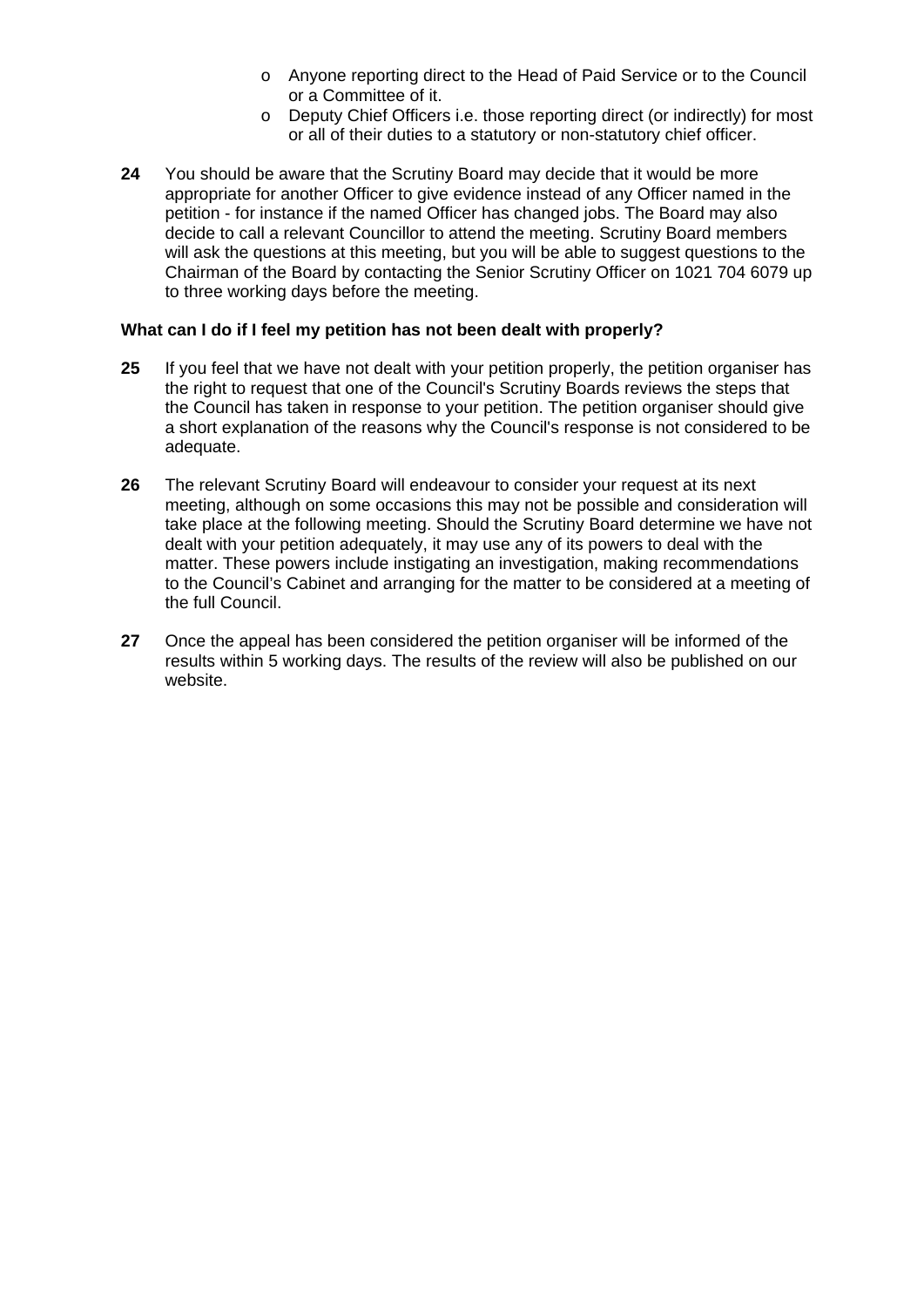- Anyone reporting direct to the Head of Paid Service or to the Council or a Committee of it.
- Deputy Chief Officers i.e. those reporting direct (or indirectly) for most or all of their duties to a statutory or non-statutory chief officer.

**24** You should be aware that the Scrutiny Board may decide that it would be more appropriate for another Officer to give evidence instead of any Officer named in the petition - for instance if the named Officer has changed jobs. The Board may also decide to call a relevant Councillor to attend the meeting. Scrutiny Board members will ask the questions at this meeting, but you will be able to suggest questions to the Chairman of the Board by contacting the Senior Scrutiny Officer on 1021 704 6079 up to three working days before the meeting.

**What can I do if I feel my petition has not been dealt with properly?**

**25** If you feel that we have not dealt with your petition properly, the petition organiser has the right to request that one of the Council's Scrutiny Boards reviews the steps that the Council has taken in response to your petition. The petition organiser should give a short explanation of the reasons why the Council's response is not considered to be adequate.

**26** The relevant Scrutiny Board will endeavour to consider your request at its next meeting, although on some occasions this may not be possible and consideration will take place at the following meeting. Should the Scrutiny Board determine we have not dealt with your petition adequately, it may use any of its powers to deal with the matter. These powers include instigating an investigation, making recommendations to the Council's Cabinet and arranging for the matter to be considered at a meeting of the full Council.

**27** Once the appeal has been considered the petition organiser will be informed of the results within 5 working days. The results of the review will also be published on our website.